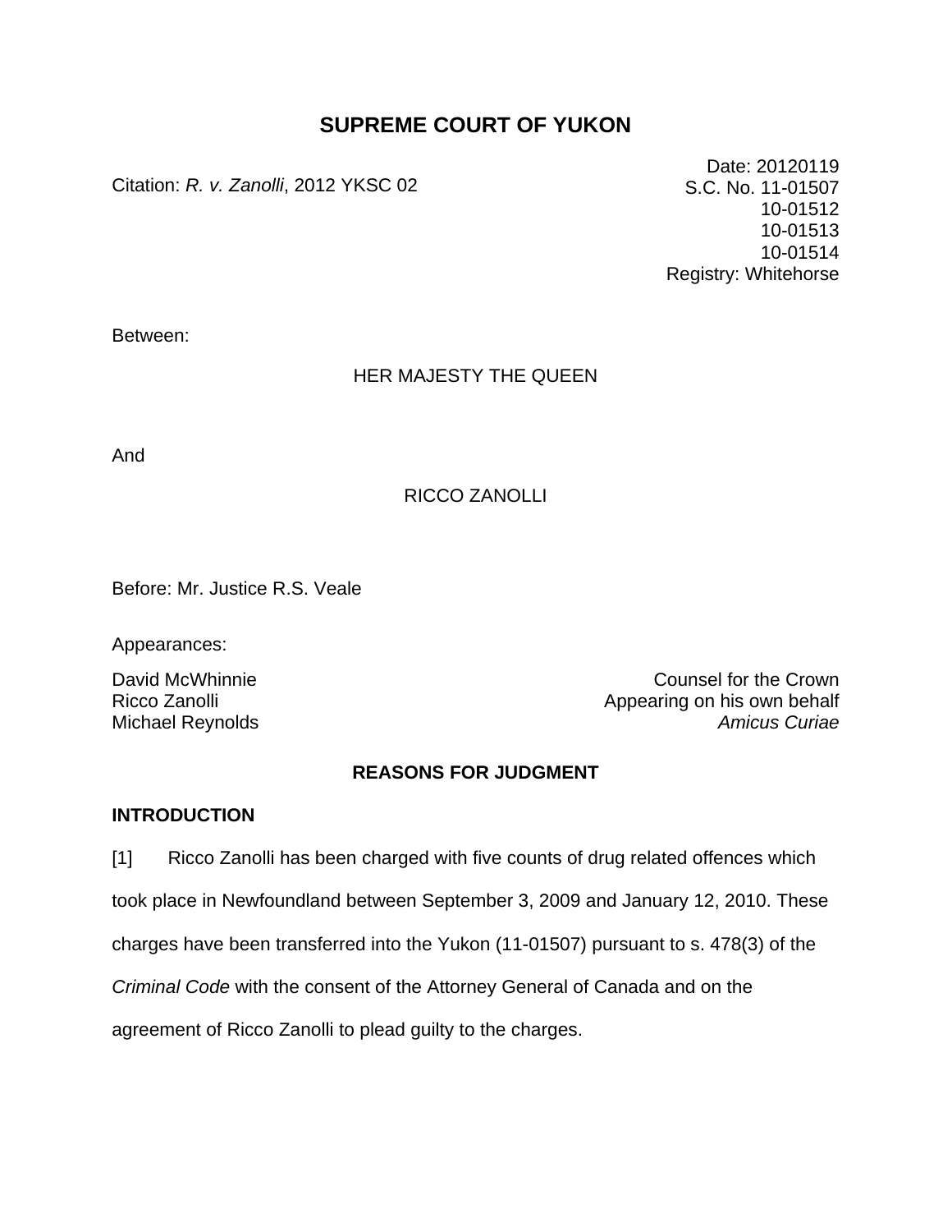# SUPREME COURT OF YUKON

Citation: *R. v. Zanolli*, 2012 YKSC 02

Date: 20120119
S.C. No. 11-01507
10-01512
10-01513
10-01514
Registry: Whitehorse

Between:

HER MAJESTY THE QUEEN

And

RICCO ZANOLLI

Before: Mr. Justice R.S. Veale

Appearances:

| | |
|---|---|
| David McWhinnie | Counsel for the Crown |
| Ricco Zanolli | Appearing on his own behalf |
| Michael Reynolds | *Amicus Curiae* |

## REASONS FOR JUDGMENT

### INTRODUCTION

[1] Ricco Zanolli has been charged with five counts of drug related offences which took place in Newfoundland between September 3, 2009 and January 12, 2010. These charges have been transferred into the Yukon (11-01507) pursuant to s. 478(3) of the *Criminal Code* with the consent of the Attorney General of Canada and on the agreement of Ricco Zanolli to plead guilty to the charges.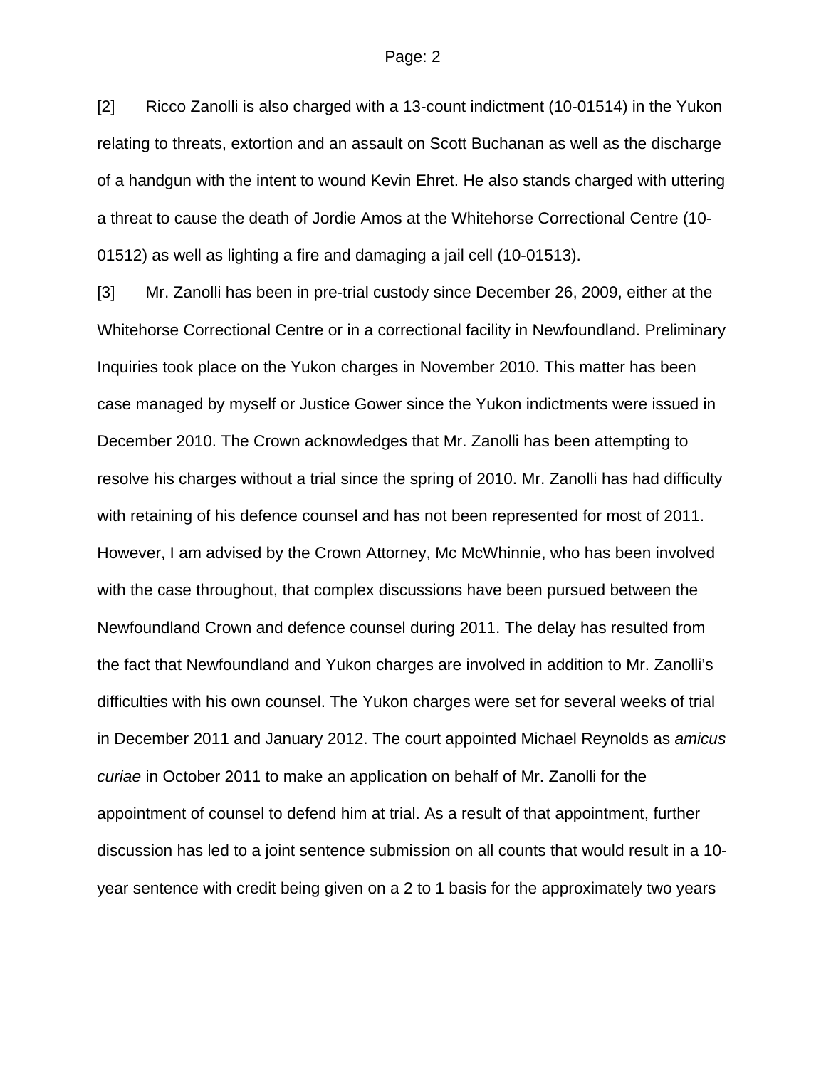[2] Ricco Zanolli is also charged with a 13-count indictment (10-01514) in the Yukon relating to threats, extortion and an assault on Scott Buchanan as well as the discharge of a handgun with the intent to wound Kevin Ehret. He also stands charged with uttering a threat to cause the death of Jordie Amos at the Whitehorse Correctional Centre (10-01512) as well as lighting a fire and damaging a jail cell (10-01513).

[3] Mr. Zanolli has been in pre-trial custody since December 26, 2009, either at the Whitehorse Correctional Centre or in a correctional facility in Newfoundland. Preliminary Inquiries took place on the Yukon charges in November 2010. This matter has been case managed by myself or Justice Gower since the Yukon indictments were issued in December 2010. The Crown acknowledges that Mr. Zanolli has been attempting to resolve his charges without a trial since the spring of 2010. Mr. Zanolli has had difficulty with retaining of his defence counsel and has not been represented for most of 2011. However, I am advised by the Crown Attorney, Mc McWhinnie, who has been involved with the case throughout, that complex discussions have been pursued between the Newfoundland Crown and defence counsel during 2011. The delay has resulted from the fact that Newfoundland and Yukon charges are involved in addition to Mr. Zanolli's difficulties with his own counsel. The Yukon charges were set for several weeks of trial in December 2011 and January 2012. The court appointed Michael Reynolds as *amicus curiae* in October 2011 to make an application on behalf of Mr. Zanolli for the appointment of counsel to defend him at trial. As a result of that appointment, further discussion has led to a joint sentence submission on all counts that would result in a 10-year sentence with credit being given on a 2 to 1 basis for the approximately two years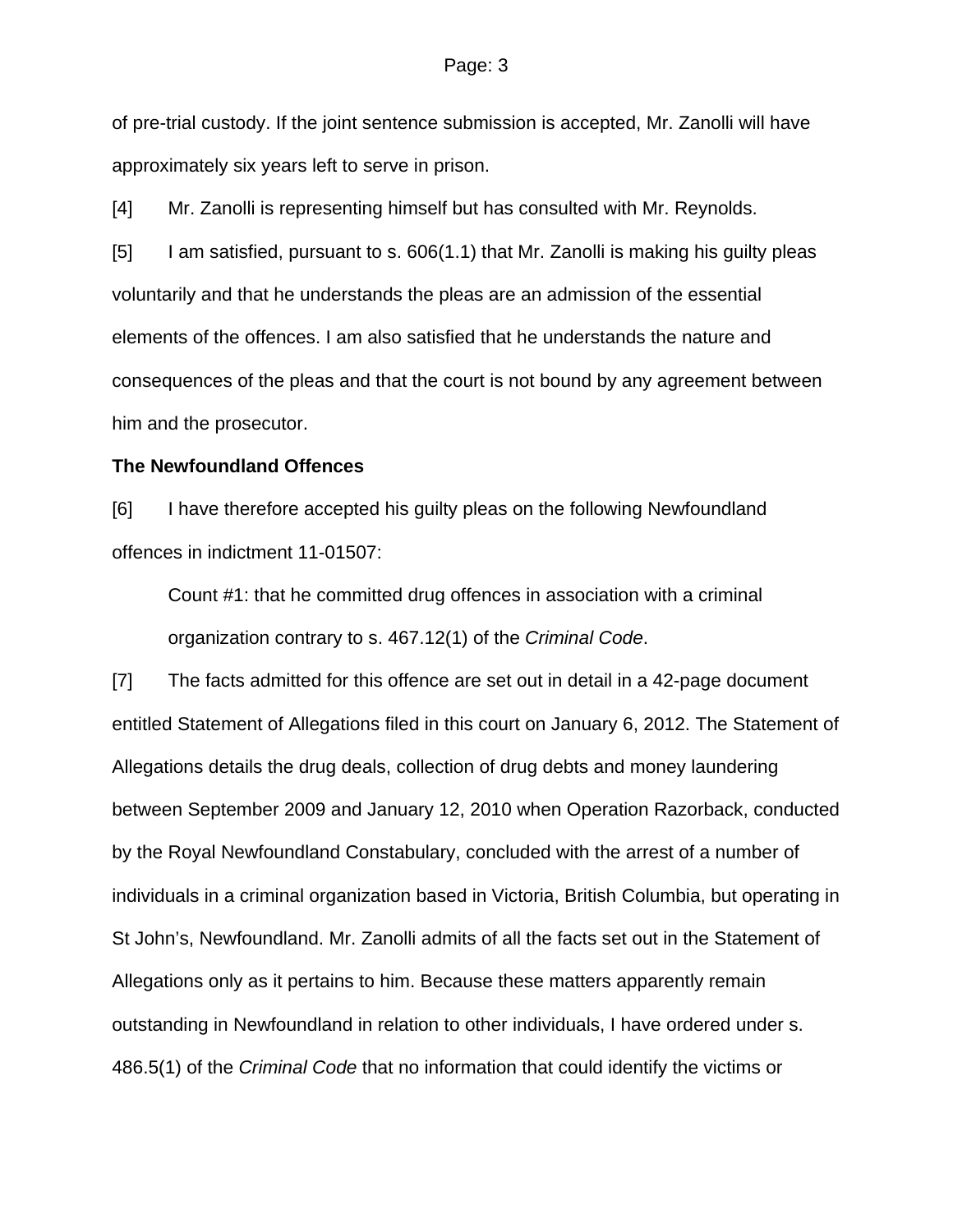of pre-trial custody. If the joint sentence submission is accepted, Mr. Zanolli will have approximately six years left to serve in prison.

[4] Mr. Zanolli is representing himself but has consulted with Mr. Reynolds.

[5] I am satisfied, pursuant to s. 606(1.1) that Mr. Zanolli is making his guilty pleas voluntarily and that he understands the pleas are an admission of the essential elements of the offences. I am also satisfied that he understands the nature and consequences of the pleas and that the court is not bound by any agreement between him and the prosecutor.

**The Newfoundland Offences**

[6] I have therefore accepted his guilty pleas on the following Newfoundland offences in indictment 11-01507:

> Count #1: that he committed drug offences in association with a criminal organization contrary to s. 467.12(1) of the *Criminal Code*.

[7] The facts admitted for this offence are set out in detail in a 42-page document entitled Statement of Allegations filed in this court on January 6, 2012. The Statement of Allegations details the drug deals, collection of drug debts and money laundering between September 2009 and January 12, 2010 when Operation Razorback, conducted by the Royal Newfoundland Constabulary, concluded with the arrest of a number of individuals in a criminal organization based in Victoria, British Columbia, but operating in St John's, Newfoundland. Mr. Zanolli admits of all the facts set out in the Statement of Allegations only as it pertains to him. Because these matters apparently remain outstanding in Newfoundland in relation to other individuals, I have ordered under s. 486.5(1) of the *Criminal Code* that no information that could identify the victims or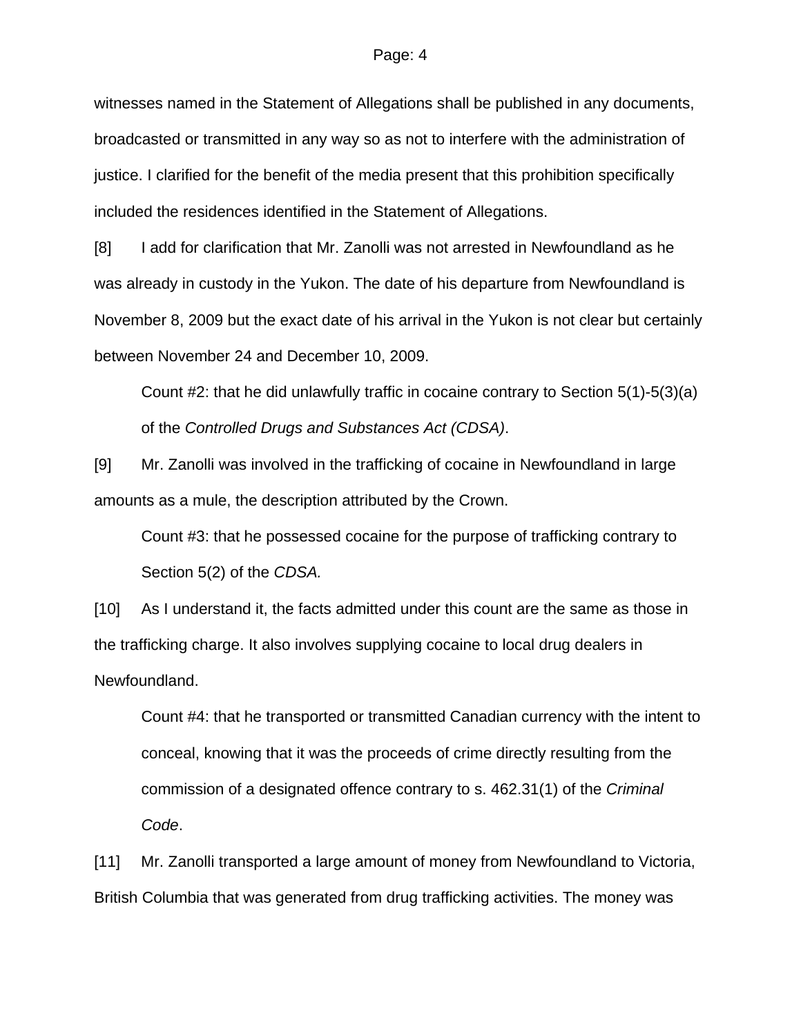witnesses named in the Statement of Allegations shall be published in any documents, broadcasted or transmitted in any way so as not to interfere with the administration of justice. I clarified for the benefit of the media present that this prohibition specifically included the residences identified in the Statement of Allegations.

[8] I add for clarification that Mr. Zanolli was not arrested in Newfoundland as he was already in custody in the Yukon. The date of his departure from Newfoundland is November 8, 2009 but the exact date of his arrival in the Yukon is not clear but certainly between November 24 and December 10, 2009.

> Count #2: that he did unlawfully traffic in cocaine contrary to Section 5(1)-5(3)(a) of the *Controlled Drugs and Substances Act (CDSA)*.

[9] Mr. Zanolli was involved in the trafficking of cocaine in Newfoundland in large amounts as a mule, the description attributed by the Crown.

> Count #3: that he possessed cocaine for the purpose of trafficking contrary to Section 5(2) of the *CDSA.*

[10] As I understand it, the facts admitted under this count are the same as those in the trafficking charge. It also involves supplying cocaine to local drug dealers in Newfoundland.

> Count #4: that he transported or transmitted Canadian currency with the intent to conceal, knowing that it was the proceeds of crime directly resulting from the commission of a designated offence contrary to s. 462.31(1) of the *Criminal Code*.

[11] Mr. Zanolli transported a large amount of money from Newfoundland to Victoria, British Columbia that was generated from drug trafficking activities. The money was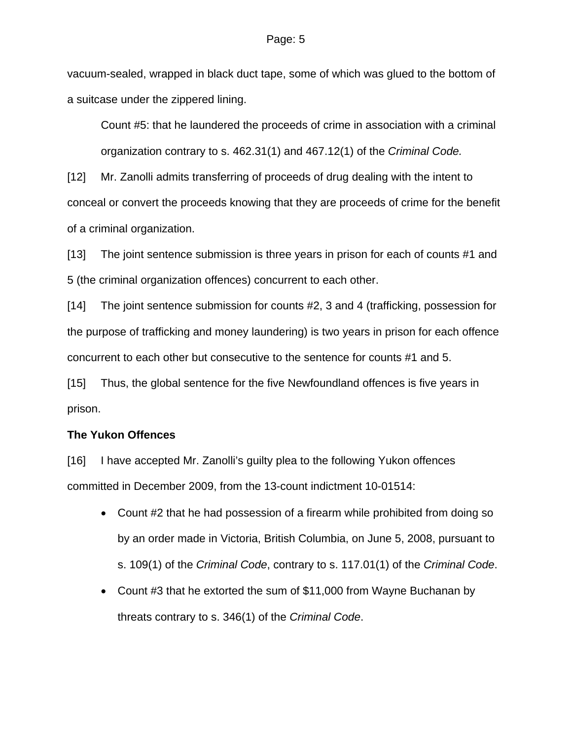vacuum-sealed, wrapped in black duct tape, some of which was glued to the bottom of a suitcase under the zippered lining.

> Count #5: that he laundered the proceeds of crime in association with a criminal organization contrary to s. 462.31(1) and 467.12(1) of the *Criminal Code.*

[12] Mr. Zanolli admits transferring of proceeds of drug dealing with the intent to conceal or convert the proceeds knowing that they are proceeds of crime for the benefit of a criminal organization.

[13] The joint sentence submission is three years in prison for each of counts #1 and 5 (the criminal organization offences) concurrent to each other.

[14] The joint sentence submission for counts #2, 3 and 4 (trafficking, possession for the purpose of trafficking and money laundering) is two years in prison for each offence concurrent to each other but consecutive to the sentence for counts #1 and 5.

[15] Thus, the global sentence for the five Newfoundland offences is five years in prison.

**The Yukon Offences**

[16] I have accepted Mr. Zanolli's guilty plea to the following Yukon offences committed in December 2009, from the 13-count indictment 10-01514:

- Count #2 that he had possession of a firearm while prohibited from doing so by an order made in Victoria, British Columbia, on June 5, 2008, pursuant to s. 109(1) of the *Criminal Code*, contrary to s. 117.01(1) of the *Criminal Code*.
- Count #3 that he extorted the sum of $11,000 from Wayne Buchanan by threats contrary to s. 346(1) of the *Criminal Code*.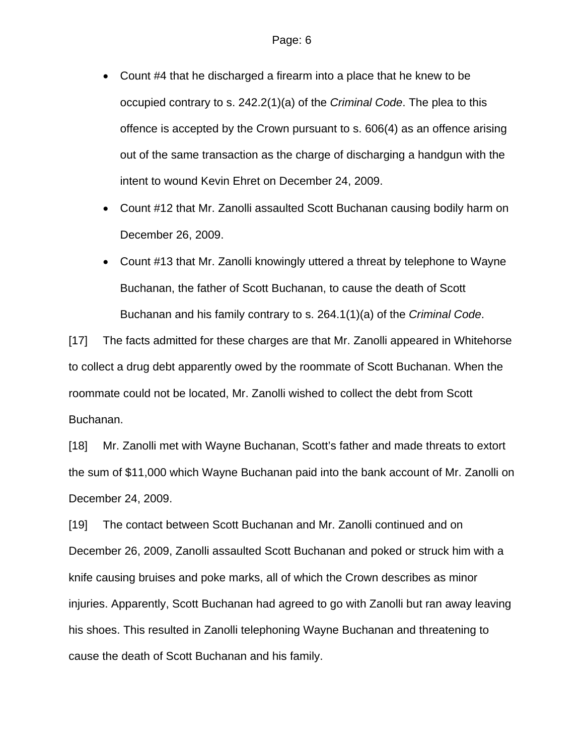- Count #4 that he discharged a firearm into a place that he knew to be occupied contrary to s. 242.2(1)(a) of the *Criminal Code*. The plea to this offence is accepted by the Crown pursuant to s. 606(4) as an offence arising out of the same transaction as the charge of discharging a handgun with the intent to wound Kevin Ehret on December 24, 2009.
- Count #12 that Mr. Zanolli assaulted Scott Buchanan causing bodily harm on December 26, 2009.
- Count #13 that Mr. Zanolli knowingly uttered a threat by telephone to Wayne Buchanan, the father of Scott Buchanan, to cause the death of Scott Buchanan and his family contrary to s. 264.1(1)(a) of the *Criminal Code*.

[17] The facts admitted for these charges are that Mr. Zanolli appeared in Whitehorse to collect a drug debt apparently owed by the roommate of Scott Buchanan. When the roommate could not be located, Mr. Zanolli wished to collect the debt from Scott Buchanan.

[18] Mr. Zanolli met with Wayne Buchanan, Scott's father and made threats to extort the sum of $11,000 which Wayne Buchanan paid into the bank account of Mr. Zanolli on December 24, 2009.

[19] The contact between Scott Buchanan and Mr. Zanolli continued and on December 26, 2009, Zanolli assaulted Scott Buchanan and poked or struck him with a knife causing bruises and poke marks, all of which the Crown describes as minor injuries. Apparently, Scott Buchanan had agreed to go with Zanolli but ran away leaving his shoes. This resulted in Zanolli telephoning Wayne Buchanan and threatening to cause the death of Scott Buchanan and his family.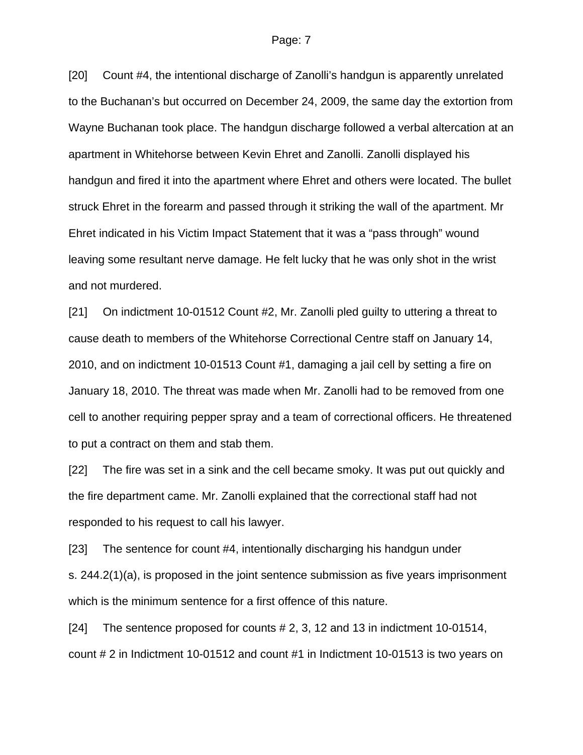[20] Count #4, the intentional discharge of Zanolli's handgun is apparently unrelated to the Buchanan's but occurred on December 24, 2009, the same day the extortion from Wayne Buchanan took place. The handgun discharge followed a verbal altercation at an apartment in Whitehorse between Kevin Ehret and Zanolli. Zanolli displayed his handgun and fired it into the apartment where Ehret and others were located. The bullet struck Ehret in the forearm and passed through it striking the wall of the apartment. Mr Ehret indicated in his Victim Impact Statement that it was a "pass through" wound leaving some resultant nerve damage. He felt lucky that he was only shot in the wrist and not murdered.

[21] On indictment 10-01512 Count #2, Mr. Zanolli pled guilty to uttering a threat to cause death to members of the Whitehorse Correctional Centre staff on January 14, 2010, and on indictment 10-01513 Count #1, damaging a jail cell by setting a fire on January 18, 2010. The threat was made when Mr. Zanolli had to be removed from one cell to another requiring pepper spray and a team of correctional officers. He threatened to put a contract on them and stab them.

[22] The fire was set in a sink and the cell became smoky. It was put out quickly and the fire department came. Mr. Zanolli explained that the correctional staff had not responded to his request to call his lawyer.

[23] The sentence for count #4, intentionally discharging his handgun under s. 244.2(1)(a), is proposed in the joint sentence submission as five years imprisonment which is the minimum sentence for a first offence of this nature.

[24] The sentence proposed for counts # 2, 3, 12 and 13 in indictment 10-01514, count # 2 in Indictment 10-01512 and count #1 in Indictment 10-01513 is two years on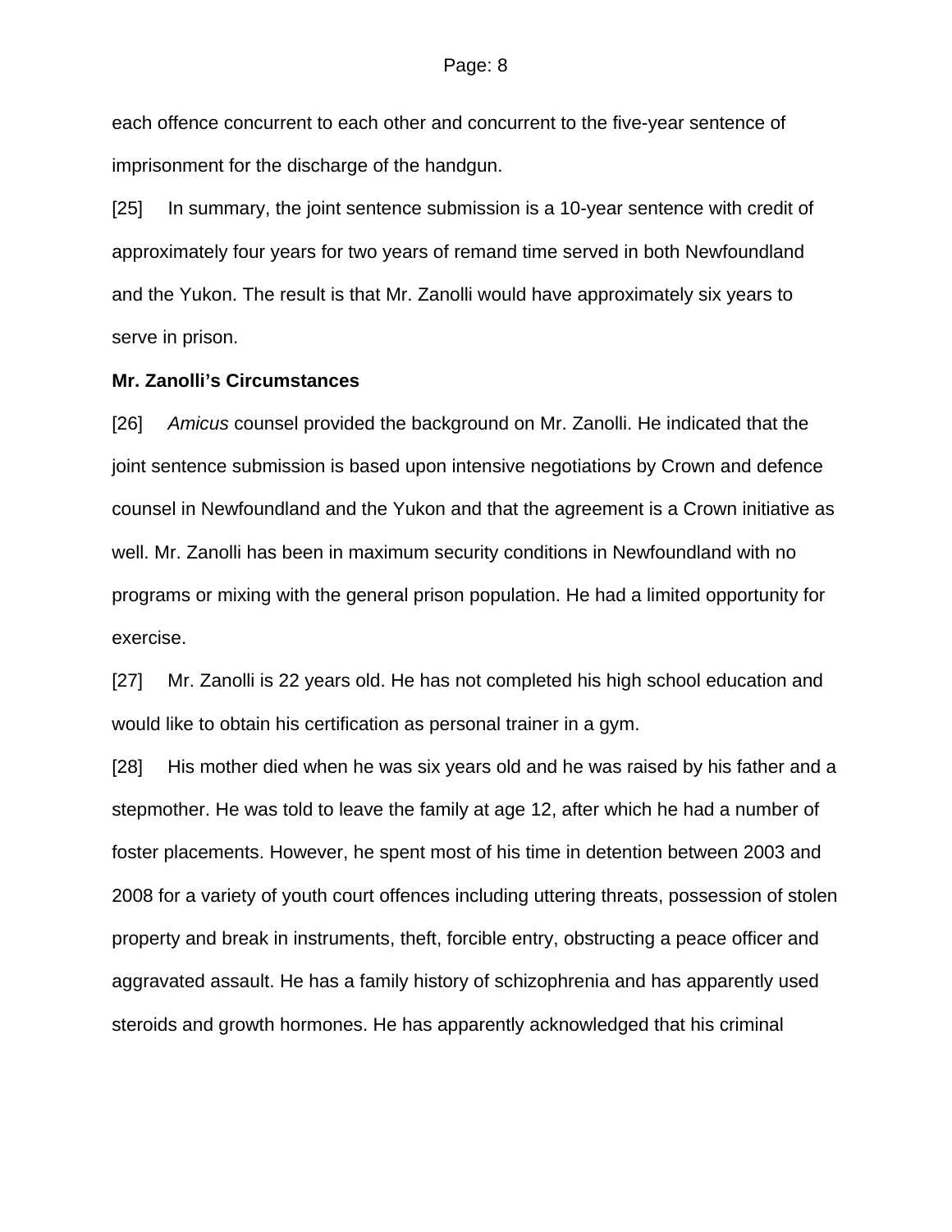each offence concurrent to each other and concurrent to the five-year sentence of imprisonment for the discharge of the handgun.

[25] In summary, the joint sentence submission is a 10-year sentence with credit of approximately four years for two years of remand time served in both Newfoundland and the Yukon. The result is that Mr. Zanolli would have approximately six years to serve in prison.

**Mr. Zanolli's Circumstances**

[26] *Amicus* counsel provided the background on Mr. Zanolli. He indicated that the joint sentence submission is based upon intensive negotiations by Crown and defence counsel in Newfoundland and the Yukon and that the agreement is a Crown initiative as well. Mr. Zanolli has been in maximum security conditions in Newfoundland with no programs or mixing with the general prison population. He had a limited opportunity for exercise.

[27] Mr. Zanolli is 22 years old. He has not completed his high school education and would like to obtain his certification as personal trainer in a gym.

[28] His mother died when he was six years old and he was raised by his father and a stepmother. He was told to leave the family at age 12, after which he had a number of foster placements. However, he spent most of his time in detention between 2003 and 2008 for a variety of youth court offences including uttering threats, possession of stolen property and break in instruments, theft, forcible entry, obstructing a peace officer and aggravated assault. He has a family history of schizophrenia and has apparently used steroids and growth hormones. He has apparently acknowledged that his criminal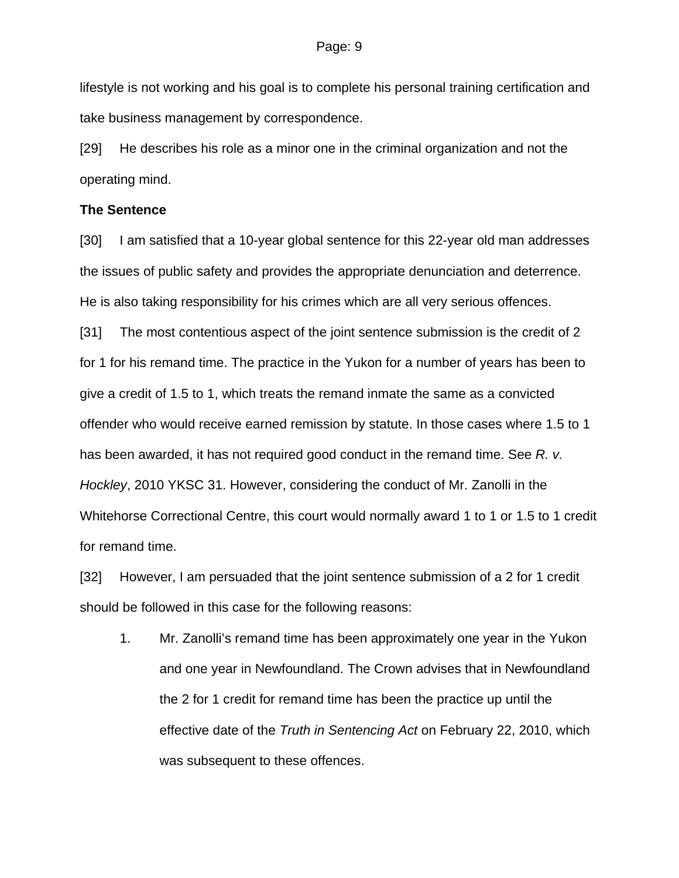lifestyle is not working and his goal is to complete his personal training certification and take business management by correspondence.

[29] He describes his role as a minor one in the criminal organization and not the operating mind.

**The Sentence**

[30] I am satisfied that a 10-year global sentence for this 22-year old man addresses the issues of public safety and provides the appropriate denunciation and deterrence. He is also taking responsibility for his crimes which are all very serious offences.

[31] The most contentious aspect of the joint sentence submission is the credit of 2 for 1 for his remand time. The practice in the Yukon for a number of years has been to give a credit of 1.5 to 1, which treats the remand inmate the same as a convicted offender who would receive earned remission by statute. In those cases where 1.5 to 1 has been awarded, it has not required good conduct in the remand time. See *R. v. Hockley*, 2010 YKSC 31. However, considering the conduct of Mr. Zanolli in the Whitehorse Correctional Centre, this court would normally award 1 to 1 or 1.5 to 1 credit for remand time.

[32] However, I am persuaded that the joint sentence submission of a 2 for 1 credit should be followed in this case for the following reasons:

1. Mr. Zanolli's remand time has been approximately one year in the Yukon and one year in Newfoundland. The Crown advises that in Newfoundland the 2 for 1 credit for remand time has been the practice up until the effective date of the *Truth in Sentencing Act* on February 22, 2010, which was subsequent to these offences.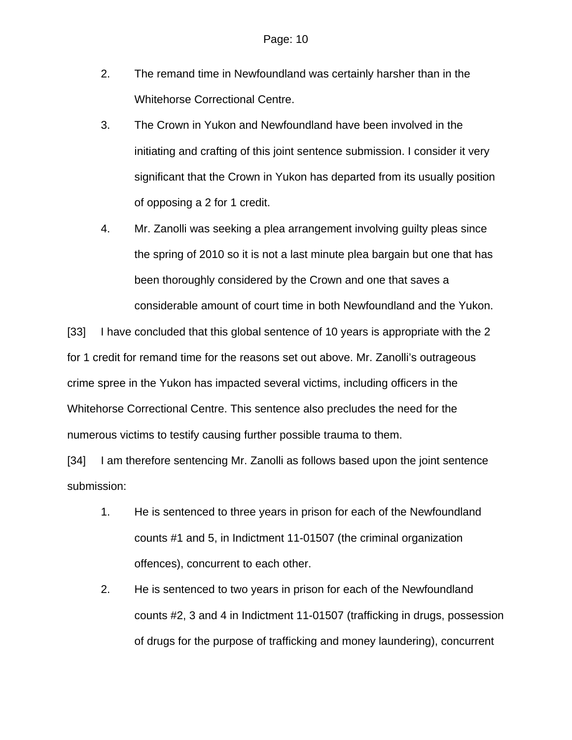2. The remand time in Newfoundland was certainly harsher than in the Whitehorse Correctional Centre.
3. The Crown in Yukon and Newfoundland have been involved in the initiating and crafting of this joint sentence submission. I consider it very significant that the Crown in Yukon has departed from its usually position of opposing a 2 for 1 credit.
4. Mr. Zanolli was seeking a plea arrangement involving guilty pleas since the spring of 2010 so it is not a last minute plea bargain but one that has been thoroughly considered by the Crown and one that saves a considerable amount of court time in both Newfoundland and the Yukon.

[33] I have concluded that this global sentence of 10 years is appropriate with the 2 for 1 credit for remand time for the reasons set out above. Mr. Zanolli's outrageous crime spree in the Yukon has impacted several victims, including officers in the Whitehorse Correctional Centre. This sentence also precludes the need for the numerous victims to testify causing further possible trauma to them.

[34] I am therefore sentencing Mr. Zanolli as follows based upon the joint sentence submission:

1. He is sentenced to three years in prison for each of the Newfoundland counts #1 and 5, in Indictment 11-01507 (the criminal organization offences), concurrent to each other.
2. He is sentenced to two years in prison for each of the Newfoundland counts #2, 3 and 4 in Indictment 11-01507 (trafficking in drugs, possession of drugs for the purpose of trafficking and money laundering), concurrent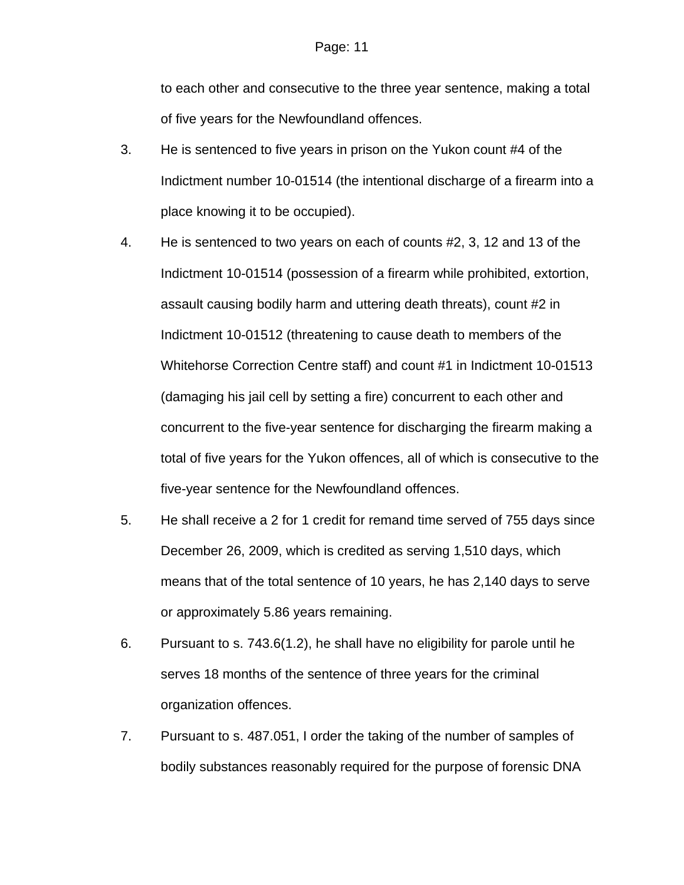to each other and consecutive to the three year sentence, making a total of five years for the Newfoundland offences.

3. He is sentenced to five years in prison on the Yukon count #4 of the Indictment number 10-01514 (the intentional discharge of a firearm into a place knowing it to be occupied).

4. He is sentenced to two years on each of counts #2, 3, 12 and 13 of the Indictment 10-01514 (possession of a firearm while prohibited, extortion, assault causing bodily harm and uttering death threats), count #2 in Indictment 10-01512 (threatening to cause death to members of the Whitehorse Correction Centre staff) and count #1 in Indictment 10-01513 (damaging his jail cell by setting a fire) concurrent to each other and concurrent to the five-year sentence for discharging the firearm making a total of five years for the Yukon offences, all of which is consecutive to the five-year sentence for the Newfoundland offences.

5. He shall receive a 2 for 1 credit for remand time served of 755 days since December 26, 2009, which is credited as serving 1,510 days, which means that of the total sentence of 10 years, he has 2,140 days to serve or approximately 5.86 years remaining.

6. Pursuant to s. 743.6(1.2), he shall have no eligibility for parole until he serves 18 months of the sentence of three years for the criminal organization offences.

7. Pursuant to s. 487.051, I order the taking of the number of samples of bodily substances reasonably required for the purpose of forensic DNA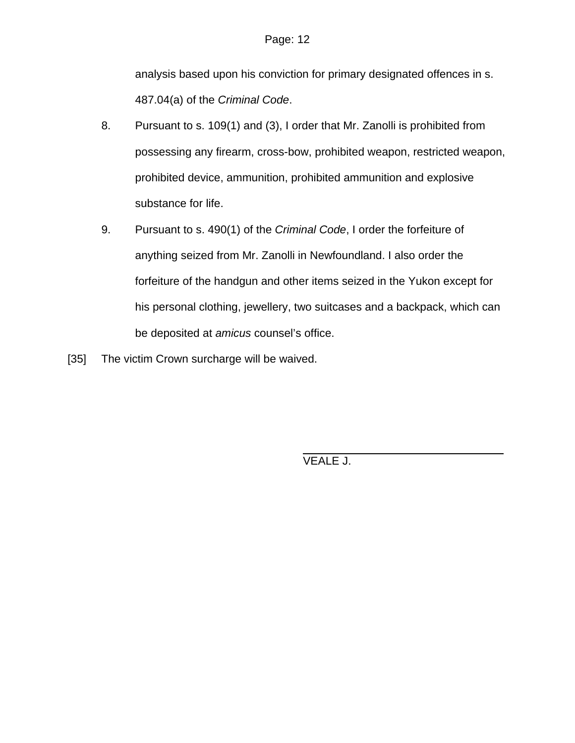analysis based upon his conviction for primary designated offences in s. 487.04(a) of the *Criminal Code*.

8. Pursuant to s. 109(1) and (3), I order that Mr. Zanolli is prohibited from possessing any firearm, cross-bow, prohibited weapon, restricted weapon, prohibited device, ammunition, prohibited ammunition and explosive substance for life.

9. Pursuant to s. 490(1) of the *Criminal Code*, I order the forfeiture of anything seized from Mr. Zanolli in Newfoundland. I also order the forfeiture of the handgun and other items seized in the Yukon except for his personal clothing, jewellery, two suitcases and a backpack, which can be deposited at *amicus* counsel's office.

[35] The victim Crown surcharge will be waived.

___________________________

VEALE J.